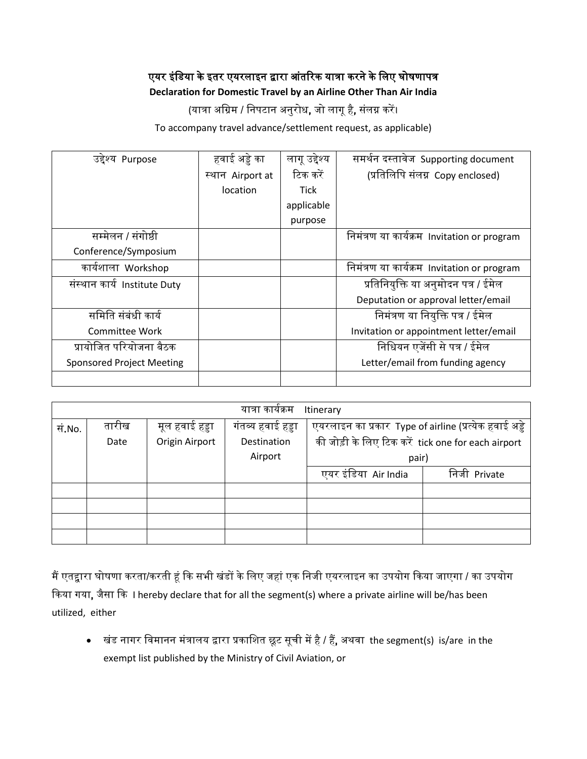## एयर इंडिया के इतर एयरलाइन द्वारा आंतरिक यात्रा करने के लिए घोषणापत्र
**Declaration for Domestic Travel by an Airline Other Than Air India**

(यात्रा अग्रिम / निपटान अनुरोध, जो लागू है, संलग्न करें।
To accompany travel advance/settlement request, as applicable)

| उद्देश्य Purpose | हवाई अड्डे का स्थान Airport at location | लागू उद्देश्य टिक करें Tick applicable purpose | समर्थन दस्तावेज Supporting document (प्रतिलिपि संलग्न Copy enclosed) |
|---|---|---|---|
| सम्मेलन / संगोष्ठी Conference/Symposium | | | निमंत्रण या कार्यक्रम Invitation or program |
| कार्यशाला Workshop | | | निमंत्रण या कार्यक्रम Invitation or program |
| संस्थान कार्य Institute Duty | | | प्रतिनियुक्ति या अनुमोदन पत्र / ईमेल Deputation or approval letter/email |
| समिति संबंधी कार्य Committee Work | | | निमंत्रण या नियुक्ति पत्र / ईमेल Invitation or appointment letter/email |
| प्रायोजित परियोजना बैठक Sponsored Project Meeting | | | निधियन एजेंसी से पत्र / ईमेल Letter/email from funding agency |
| | | | |

| यात्रा कार्यक्रम Itinerary | | | | | |
|---|---|---|---|---|---|
| सं.No. | तारीख Date | मूल हवाई हड्डा Origin Airport | गंतव्य हवाई हड्डा Destination Airport | एयरलाइन का प्रकार Type of airline (प्रत्येक हवाई अड्डे की जोड़ी के लिए टिक करें tick one for each airport pair) | |
| | | | | एयर इंडिया Air India | निजी Private |
| | | | | | |
| | | | | | |
| | | | | | |
| | | | | | |

मैं एतद्द्वारा घोषणा करता/करती हूं कि सभी खंडों के लिए जहां एक निजी एयरलाइन का उपयोग किया जाएगा / का उपयोग किया गया, जैसा कि I hereby declare that for all the segment(s) where a private airline will be/has been utilized, either

- खंड नागर विमानन मंत्रालय द्वारा प्रकाशित छूट सूची में है / हैं, अथवा the segment(s) is/are in the exempt list published by the Ministry of Civil Aviation, or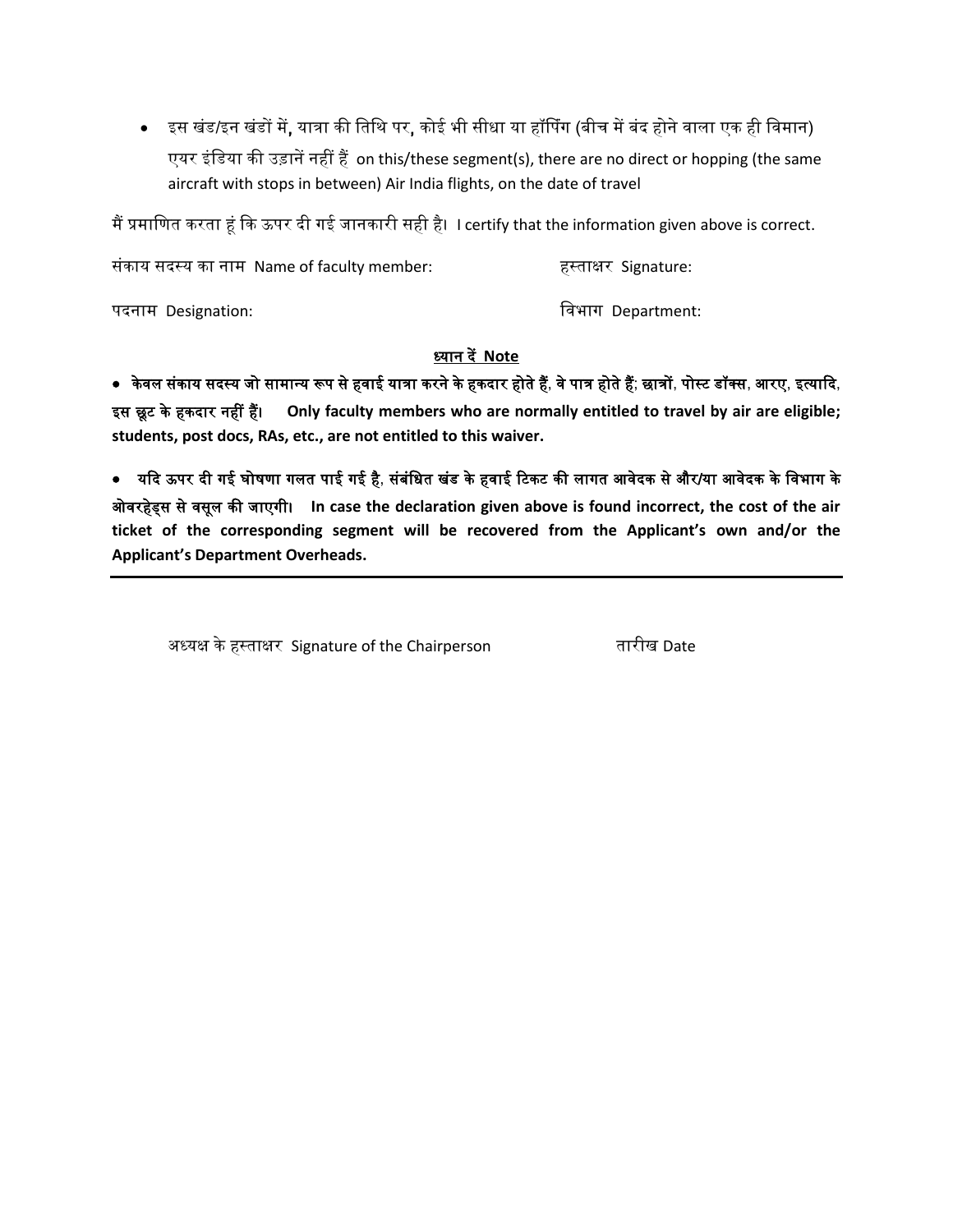- इस खंड/इन खंडों में, यात्रा की तिथि पर, कोई भी सीधा या हॉपिंग (बीच में बंद होने वाला एक ही विमान) एयर इंडिया की उड़ानें नहीं हैं on this/these segment(s), there are no direct or hopping (the same aircraft with stops in between) Air India flights, on the date of travel

मैं प्रमाणित करता हूं कि ऊपर दी गई जानकारी सही है। I certify that the information given above is correct.

संकाय सदस्य का नाम Name of faculty member: हस्ताक्षर Signature:

पदनाम Designation: विभाग Department:

**ध्यान दें Note**

- **केवल संकाय सदस्य जो सामान्य रूप से हवाई यात्रा करने के हकदार होते हैं, वे पात्र होते हैं; छात्रों, पोस्ट डॉक्स, आरए, इत्यादि, इस छूट के हकदार नहीं हैं। Only faculty members who are normally entitled to travel by air are eligible; students, post docs, RAs, etc., are not entitled to this waiver.**

- **यदि ऊपर दी गई घोषणा गलत पाई गई है, संबंधित खंड के हवाई टिकट की लागत आवेदक से और/या आवेदक के विभाग के ओवरहेड्स से वसूल की जाएगी। In case the declaration given above is found incorrect, the cost of the air ticket of the corresponding segment will be recovered from the Applicant's own and/or the Applicant's Department Overheads.**

---

अध्यक्ष के हस्ताक्षर Signature of the Chairperson तारीख Date